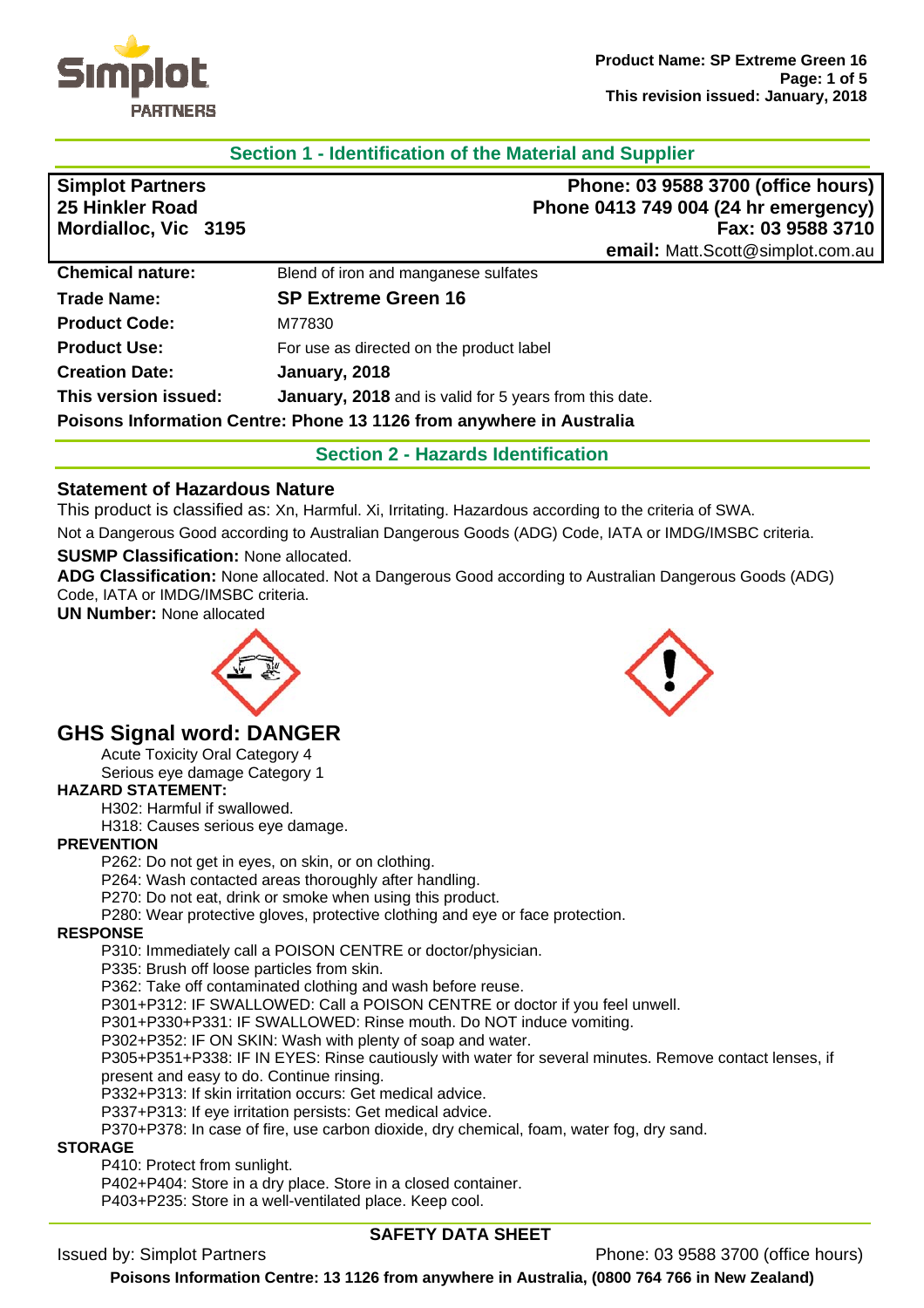## Section 1 - Identification of the Material and Supplier

**Simplot Partners**
**25 Hinkler Road**
**Mordialloc, Vic 3195**

**Phone: 03 9588 3700 (office hours)**
**Phone 0413 749 004 (24 hr emergency)**
**Fax: 03 9588 3710**
**email:** Matt.Scott@simplot.com.au

| | |
|---|---|
| **Chemical nature:** | Blend of iron and manganese sulfates |
| **Trade Name:** | **SP Extreme Green 16** |
| **Product Code:** | M77830 |
| **Product Use:** | For use as directed on the product label |
| **Creation Date:** | **January, 2018** |
| **This version issued:** | **January, 2018** and is valid for 5 years from this date. |

**Poisons Information Centre: Phone 13 1126 from anywhere in Australia**

## Section 2 - Hazards Identification

### Statement of Hazardous Nature

This product is classified as: Xn, Harmful. Xi, Irritating. Hazardous according to the criteria of SWA.

Not a Dangerous Good according to Australian Dangerous Goods (ADG) Code, IATA or IMDG/IMSBC criteria.

**SUSMP Classification:** None allocated.

**ADG Classification:** None allocated. Not a Dangerous Good according to Australian Dangerous Goods (ADG) Code, IATA or IMDG/IMSBC criteria.

**UN Number:** None allocated

## GHS Signal word: DANGER

Acute Toxicity Oral Category 4
Serious eye damage Category 1

**HAZARD STATEMENT:**

H302: Harmful if swallowed.
H318: Causes serious eye damage.

**PREVENTION**

P262: Do not get in eyes, on skin, or on clothing.
P264: Wash contacted areas thoroughly after handling.
P270: Do not eat, drink or smoke when using this product.
P280: Wear protective gloves, protective clothing and eye or face protection.

**RESPONSE**

P310: Immediately call a POISON CENTRE or doctor/physician.
P335: Brush off loose particles from skin.
P362: Take off contaminated clothing and wash before reuse.
P301+P312: IF SWALLOWED: Call a POISON CENTRE or doctor if you feel unwell.
P301+P330+P331: IF SWALLOWED: Rinse mouth. Do NOT induce vomiting.
P302+P352: IF ON SKIN: Wash with plenty of soap and water.
P305+P351+P338: IF IN EYES: Rinse cautiously with water for several minutes. Remove contact lenses, if present and easy to do. Continue rinsing.
P332+P313: If skin irritation occurs: Get medical advice.
P337+P313: If eye irritation persists: Get medical advice.
P370+P378: In case of fire, use carbon dioxide, dry chemical, foam, water fog, dry sand.

**STORAGE**

P410: Protect from sunlight.
P402+P404: Store in a dry place. Store in a closed container.
P403+P235: Store in a well-ventilated place. Keep cool.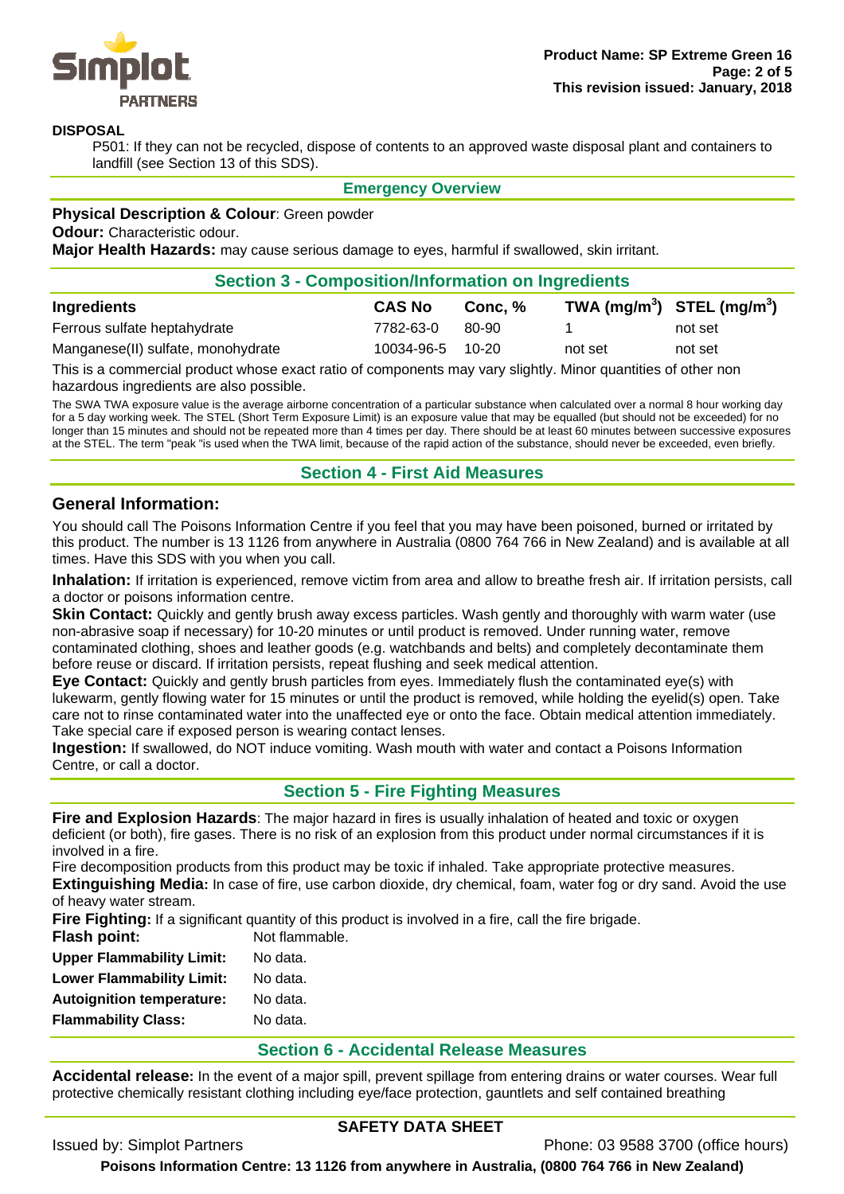**DISPOSAL**

P501: If they can not be recycled, dispose of contents to an approved waste disposal plant and containers to landfill (see Section 13 of this SDS).

## Emergency Overview

**Physical Description & Colour**: Green powder

**Odour:** Characteristic odour.

**Major Health Hazards:** may cause serious damage to eyes, harmful if swallowed, skin irritant.

## Section 3 - Composition/Information on Ingredients

| Ingredients | CAS No | Conc, % | TWA ($mg/m^3$) | STEL ($mg/m^3$) |
|---|---|---|---|---|
| Ferrous sulfate heptahydrate | 7782-63-0 | 80-90 | 1 | not set |
| Manganese(II) sulfate, monohydrate | 10034-96-5 | 10-20 | not set | not set |

This is a commercial product whose exact ratio of components may vary slightly. Minor quantities of other non hazardous ingredients are also possible.

The SWA TWA exposure value is the average airborne concentration of a particular substance when calculated over a normal 8 hour working day for a 5 day working week. The STEL (Short Term Exposure Limit) is an exposure value that may be equalled (but should not be exceeded) for no longer than 15 minutes and should not be repeated more than 4 times per day. There should be at least 60 minutes between successive exposures at the STEL. The term "peak "is used when the TWA limit, because of the rapid action of the substance, should never be exceeded, even briefly.

## Section 4 - First Aid Measures

### General Information:

You should call The Poisons Information Centre if you feel that you may have been poisoned, burned or irritated by this product. The number is 13 1126 from anywhere in Australia (0800 764 766 in New Zealand) and is available at all times. Have this SDS with you when you call.

**Inhalation:** If irritation is experienced, remove victim from area and allow to breathe fresh air. If irritation persists, call a doctor or poisons information centre.

**Skin Contact:** Quickly and gently brush away excess particles. Wash gently and thoroughly with warm water (use non-abrasive soap if necessary) for 10-20 minutes or until product is removed. Under running water, remove contaminated clothing, shoes and leather goods (e.g. watchbands and belts) and completely decontaminate them before reuse or discard. If irritation persists, repeat flushing and seek medical attention.

**Eye Contact:** Quickly and gently brush particles from eyes. Immediately flush the contaminated eye(s) with lukewarm, gently flowing water for 15 minutes or until the product is removed, while holding the eyelid(s) open. Take care not to rinse contaminated water into the unaffected eye or onto the face. Obtain medical attention immediately. Take special care if exposed person is wearing contact lenses.

**Ingestion:** If swallowed, do NOT induce vomiting. Wash mouth with water and contact a Poisons Information Centre, or call a doctor.

## Section 5 - Fire Fighting Measures

**Fire and Explosion Hazards**: The major hazard in fires is usually inhalation of heated and toxic or oxygen deficient (or both), fire gases. There is no risk of an explosion from this product under normal circumstances if it is involved in a fire.

Fire decomposition products from this product may be toxic if inhaled. Take appropriate protective measures.

**Extinguishing Media:** In case of fire, use carbon dioxide, dry chemical, foam, water fog or dry sand. Avoid the use of heavy water stream.

**Fire Fighting:** If a significant quantity of this product is involved in a fire, call the fire brigade.

**Flash point:** Not flammable.

**Upper Flammability Limit:** No data.

**Lower Flammability Limit:** No data.

**Autoignition temperature:** No data.

**Flammability Class:** No data.

## Section 6 - Accidental Release Measures

**Accidental release:** In the event of a major spill, prevent spillage from entering drains or water courses. Wear full protective chemically resistant clothing including eye/face protection, gauntlets and self contained breathing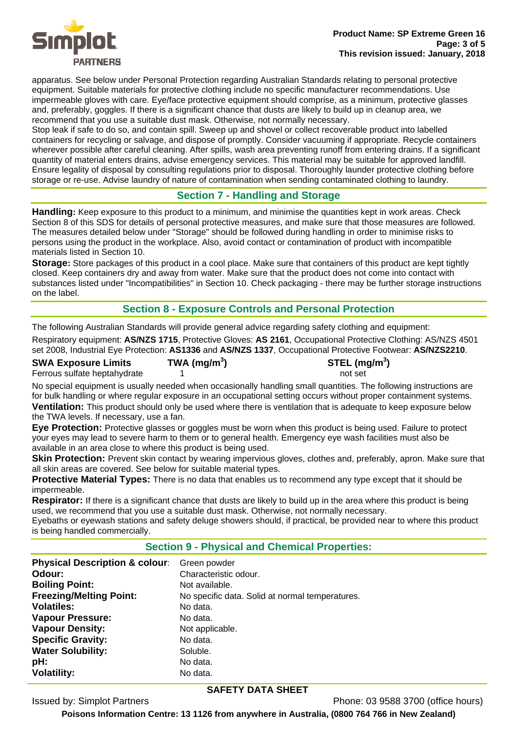apparatus. See below under Personal Protection regarding Australian Standards relating to personal protective equipment. Suitable materials for protective clothing include no specific manufacturer recommendations. Use impermeable gloves with care. Eye/face protective equipment should comprise, as a minimum, protective glasses and, preferably, goggles. If there is a significant chance that dusts are likely to build up in cleanup area, we recommend that you use a suitable dust mask. Otherwise, not normally necessary.
Stop leak if safe to do so, and contain spill. Sweep up and shovel or collect recoverable product into labelled containers for recycling or salvage, and dispose of promptly. Consider vacuuming if appropriate. Recycle containers wherever possible after careful cleaning. After spills, wash area preventing runoff from entering drains. If a significant quantity of material enters drains, advise emergency services. This material may be suitable for approved landfill. Ensure legality of disposal by consulting regulations prior to disposal. Thoroughly launder protective clothing before storage or re-use. Advise laundry of nature of contamination when sending contaminated clothing to laundry.

## Section 7 - Handling and Storage

**Handling:** Keep exposure to this product to a minimum, and minimise the quantities kept in work areas. Check Section 8 of this SDS for details of personal protective measures, and make sure that those measures are followed. The measures detailed below under "Storage" should be followed during handling in order to minimise risks to persons using the product in the workplace. Also, avoid contact or contamination of product with incompatible materials listed in Section 10.

**Storage:** Store packages of this product in a cool place. Make sure that containers of this product are kept tightly closed. Keep containers dry and away from water. Make sure that the product does not come into contact with substances listed under "Incompatibilities" in Section 10. Check packaging - there may be further storage instructions on the label.

## Section 8 - Exposure Controls and Personal Protection

The following Australian Standards will provide general advice regarding safety clothing and equipment:

Respiratory equipment: **AS/NZS 1715**, Protective Gloves: **AS 2161**, Occupational Protective Clothing: AS/NZS 4501 set 2008, Industrial Eye Protection: **AS1336** and **AS/NZS 1337**, Occupational Protective Footwear: **AS/NZS2210**.

| SWA Exposure Limits | TWA (mg/m$^3$) | STEL (mg/m$^3$) |
|---|---|---|
| Ferrous sulfate heptahydrate | 1 | not set |

No special equipment is usually needed when occasionally handling small quantities. The following instructions are for bulk handling or where regular exposure in an occupational setting occurs without proper containment systems.

**Ventilation:** This product should only be used where there is ventilation that is adequate to keep exposure below the TWA levels. If necessary, use a fan.

**Eye Protection:** Protective glasses or goggles must be worn when this product is being used. Failure to protect your eyes may lead to severe harm to them or to general health. Emergency eye wash facilities must also be available in an area close to where this product is being used.

**Skin Protection:** Prevent skin contact by wearing impervious gloves, clothes and, preferably, apron. Make sure that all skin areas are covered. See below for suitable material types.

**Protective Material Types:** There is no data that enables us to recommend any type except that it should be impermeable.

**Respirator:** If there is a significant chance that dusts are likely to build up in the area where this product is being used, we recommend that you use a suitable dust mask. Otherwise, not normally necessary.

Eyebaths or eyewash stations and safety deluge showers should, if practical, be provided near to where this product is being handled commercially.

## Section 9 - Physical and Chemical Properties:

| | |
|---|---|
| **Physical Description & colour**: | Green powder |
| **Odour:** | Characteristic odour. |
| **Boiling Point:** | Not available. |
| **Freezing/Melting Point:** | No specific data. Solid at normal temperatures. |
| **Volatiles:** | No data. |
| **Vapour Pressure:** | No data. |
| **Vapour Density:** | Not applicable. |
| **Specific Gravity:** | No data. |
| **Water Solubility:** | Soluble. |
| **pH:** | No data. |
| **Volatility:** | No data. |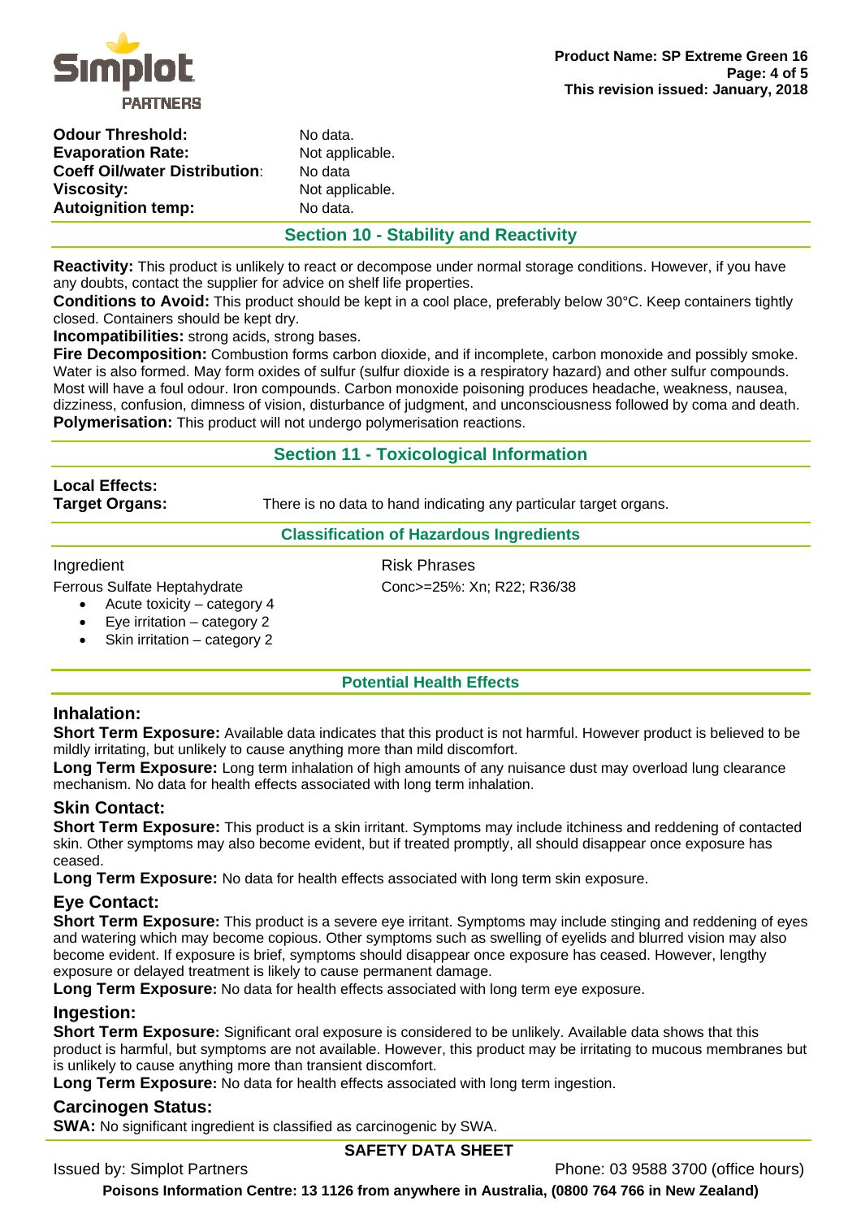| | |
|---|---|
| **Odour Threshold:** | No data. |
| **Evaporation Rate:** | Not applicable. |
| **Coeff Oil/water Distribution:** | No data |
| **Viscosity:** | Not applicable. |
| **Autoignition temp:** | No data. |

## Section 10 - Stability and Reactivity

**Reactivity:** This product is unlikely to react or decompose under normal storage conditions. However, if you have any doubts, contact the supplier for advice on shelf life properties.
**Conditions to Avoid:** This product should be kept in a cool place, preferably below 30°C. Keep containers tightly closed. Containers should be kept dry.
**Incompatibilities:** strong acids, strong bases.
**Fire Decomposition:** Combustion forms carbon dioxide, and if incomplete, carbon monoxide and possibly smoke. Water is also formed. May form oxides of sulfur (sulfur dioxide is a respiratory hazard) and other sulfur compounds. Most will have a foul odour. Iron compounds. Carbon monoxide poisoning produces headache, weakness, nausea, dizziness, confusion, dimness of vision, disturbance of judgment, and unconsciousness followed by coma and death.
**Polymerisation:** This product will not undergo polymerisation reactions.

## Section 11 - Toxicological Information

**Local Effects:**
**Target Organs:** There is no data to hand indicating any particular target organs.

### Classification of Hazardous Ingredients

| Ingredient | Risk Phrases |
|---|---|
| Ferrous Sulfate Heptahydrate<br>• Acute toxicity – category 4<br>• Eye irritation – category 2<br>• Skin irritation – category 2 | Conc>=25%: Xn; R22; R36/38 |

### Potential Health Effects

### Inhalation:

**Short Term Exposure:** Available data indicates that this product is not harmful. However product is believed to be mildly irritating, but unlikely to cause anything more than mild discomfort.
**Long Term Exposure:** Long term inhalation of high amounts of any nuisance dust may overload lung clearance mechanism. No data for health effects associated with long term inhalation.

### Skin Contact:

**Short Term Exposure:** This product is a skin irritant. Symptoms may include itchiness and reddening of contacted skin. Other symptoms may also become evident, but if treated promptly, all should disappear once exposure has ceased.
**Long Term Exposure:** No data for health effects associated with long term skin exposure.

### Eye Contact:

**Short Term Exposure:** This product is a severe eye irritant. Symptoms may include stinging and reddening of eyes and watering which may become copious. Other symptoms such as swelling of eyelids and blurred vision may also become evident. If exposure is brief, symptoms should disappear once exposure has ceased. However, lengthy exposure or delayed treatment is likely to cause permanent damage.
**Long Term Exposure:** No data for health effects associated with long term eye exposure.

### Ingestion:

**Short Term Exposure:** Significant oral exposure is considered to be unlikely. Available data shows that this product is harmful, but symptoms are not available. However, this product may be irritating to mucous membranes but is unlikely to cause anything more than transient discomfort.
**Long Term Exposure:** No data for health effects associated with long term ingestion.

### Carcinogen Status:

**SWA:** No significant ingredient is classified as carcinogenic by SWA.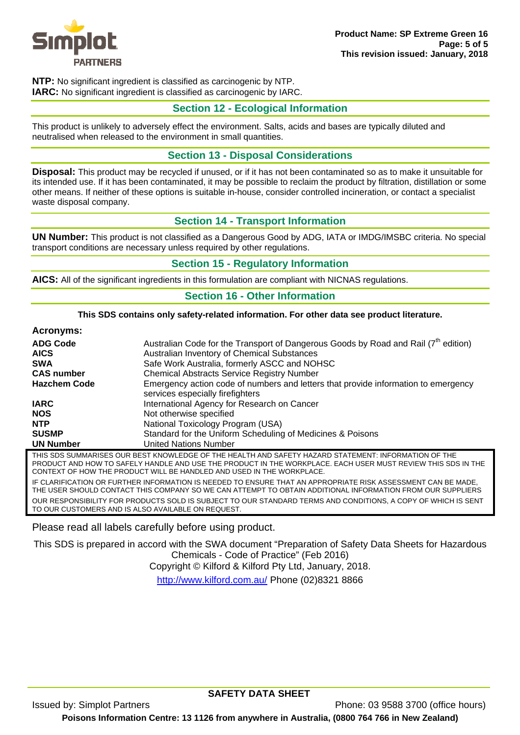**NTP:** No significant ingredient is classified as carcinogenic by NTP.
**IARC:** No significant ingredient is classified as carcinogenic by IARC.

## Section 12 - Ecological Information

This product is unlikely to adversely effect the environment. Salts, acids and bases are typically diluted and neutralised when released to the environment in small quantities.

## Section 13 - Disposal Considerations

**Disposal:** This product may be recycled if unused, or if it has not been contaminated so as to make it unsuitable for its intended use. If it has been contaminated, it may be possible to reclaim the product by filtration, distillation or some other means. If neither of these options is suitable in-house, consider controlled incineration, or contact a specialist waste disposal company.

## Section 14 - Transport Information

**UN Number:** This product is not classified as a Dangerous Good by ADG, IATA or IMDG/IMSBC criteria. No special transport conditions are necessary unless required by other regulations.

## Section 15 - Regulatory Information

**AICS:** All of the significant ingredients in this formulation are compliant with NICNAS regulations.

## Section 16 - Other Information

**This SDS contains only safety-related information. For other data see product literature.**

**Acronyms:**

| | |
|---|---|
| **ADG Code** | Australian Code for the Transport of Dangerous Goods by Road and Rail (7th edition) |
| **AICS** | Australian Inventory of Chemical Substances |
| **SWA** | Safe Work Australia, formerly ASCC and NOHSC |
| **CAS number** | Chemical Abstracts Service Registry Number |
| **Hazchem Code** | Emergency action code of numbers and letters that provide information to emergency services especially firefighters |
| **IARC** | International Agency for Research on Cancer |
| **NOS** | Not otherwise specified |
| **NTP** | National Toxicology Program (USA) |
| **SUSMP** | Standard for the Uniform Scheduling of Medicines & Poisons |
| **UN Number** | United Nations Number |

THIS SDS SUMMARISES OUR BEST KNOWLEDGE OF THE HEALTH AND SAFETY HAZARD STATEMENT: INFORMATION OF THE PRODUCT AND HOW TO SAFELY HANDLE AND USE THE PRODUCT IN THE WORKPLACE. EACH USER MUST REVIEW THIS SDS IN THE CONTEXT OF HOW THE PRODUCT WILL BE HANDLED AND USED IN THE WORKPLACE.

IF CLARIFICATION OR FURTHER INFORMATION IS NEEDED TO ENSURE THAT AN APPROPRIATE RISK ASSESSMENT CAN BE MADE, THE USER SHOULD CONTACT THIS COMPANY SO WE CAN ATTEMPT TO OBTAIN ADDITIONAL INFORMATION FROM OUR SUPPLIERS

OUR RESPONSIBILITY FOR PRODUCTS SOLD IS SUBJECT TO OUR STANDARD TERMS AND CONDITIONS, A COPY OF WHICH IS SENT TO OUR CUSTOMERS AND IS ALSO AVAILABLE ON REQUEST.

Please read all labels carefully before using product.

This SDS is prepared in accord with the SWA document "Preparation of Safety Data Sheets for Hazardous Chemicals - Code of Practice" (Feb 2016)
Copyright © Kilford & Kilford Pty Ltd, January, 2018.
http://www.kilford.com.au/ Phone (02)8321 8866